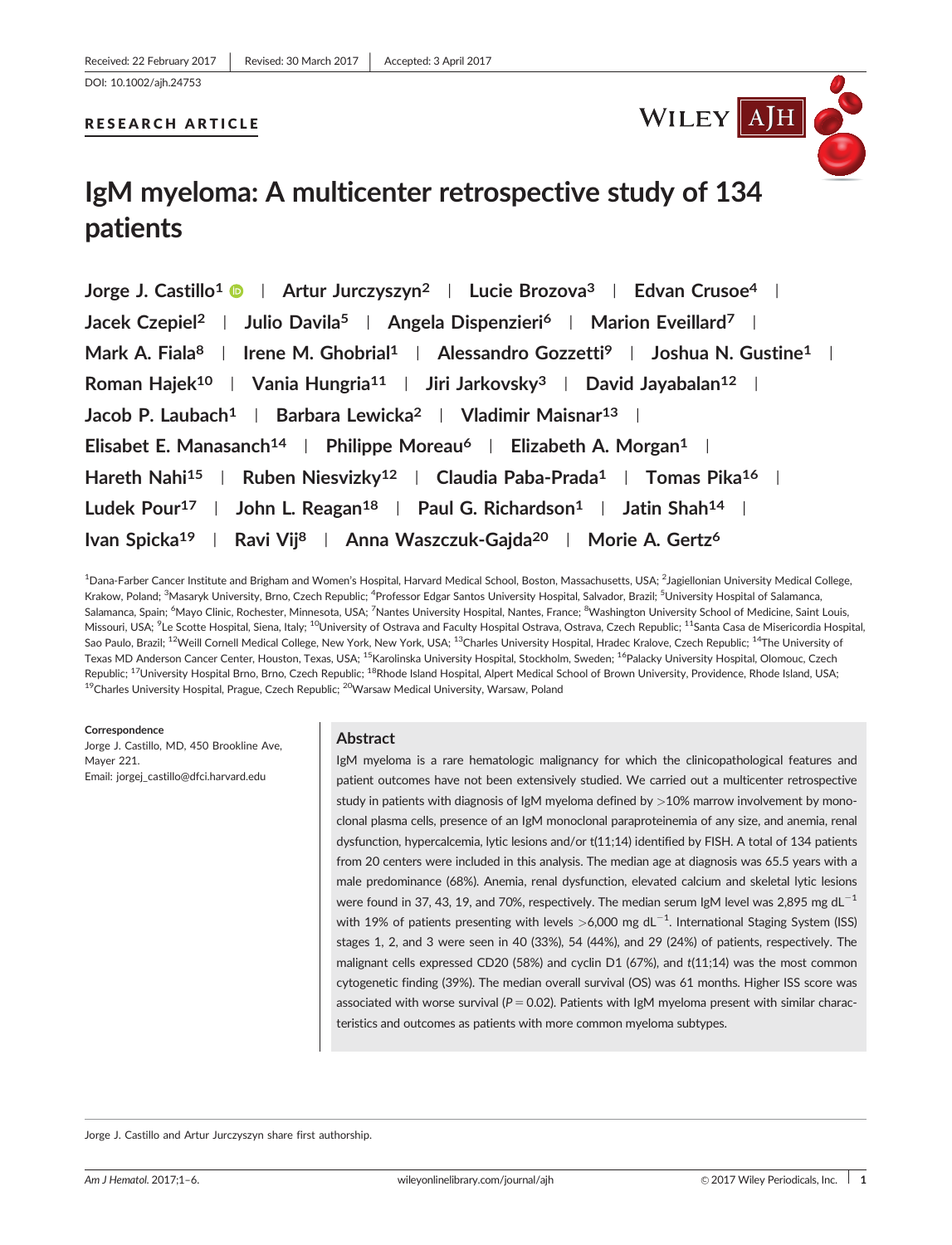Received: 22 February 2017 | Revised: 30 March 2017 | Accepted: 3 April 2017

DOI: 10.1002/ajh.24753

**RESEARCH ARTICLE**

# IgM myeloma: A multicenter retrospective study of 134 patients

Jorge J. Castillo[1] | Artur Jurczyszyn[2] | Lucie Brozova[3] | Edvan Crusoe[4] | Jacek Czepiel[2] | Julio Davila[5] | Angela Dispenzieri[6] | Marion Eveillard[7] | Mark A. Fiala[8] | Irene M. Ghobrial[1] | Alessandro Gozzetti[9] | Joshua N. Gustine[1] | Roman Hajek[10] | Vania Hungria[11] | Jiri Jarkovsky[3] | David Jayabalan[12] | Jacob P. Laubach[1] | Barbara Lewicka[2] | Vladimir Maisnar[13] | Elisabet E. Manasanch[14] | Philippe Moreau[6] | Elizabeth A. Morgan[1] | Hareth Nahi[15] | Ruben Niesvizky[12] | Claudia Paba-Prada[1] | Tomas Pika[16] | Ludek Pour[17] | John L. Reagan[18] | Paul G. Richardson[1] | Jatin Shah[14] | Ivan Spicka[19] | Ravi Vij[8] | Anna Waszczuk-Gajda[20] | Morie A. Gertz[6]

[1]Dana-Farber Cancer Institute and Brigham and Women's Hospital, Harvard Medical School, Boston, Massachusetts, USA; [2]Jagiellonian University Medical College, Krakow, Poland; [3]Masaryk University, Brno, Czech Republic; [4]Professor Edgar Santos University Hospital, Salvador, Brazil; [5]University Hospital of Salamanca, Salamanca, Spain; [6]Mayo Clinic, Rochester, Minnesota, USA; [7]Nantes University Hospital, Nantes, France; [8]Washington University School of Medicine, Saint Louis, Missouri, USA; [9]Le Scotte Hospital, Siena, Italy; [10]University of Ostrava and Faculty Hospital Ostrava, Ostrava, Czech Republic; [11]Santa Casa de Misericordia Hospital, Sao Paulo, Brazil; [12]Weill Cornell Medical College, New York, New York, USA; [13]Charles University Hospital, Hradec Kralove, Czech Republic; [14]The University of Texas MD Anderson Cancer Center, Houston, Texas, USA; [15]Karolinska University Hospital, Stockholm, Sweden; [16]Palacky University Hospital, Olomouc, Czech Republic; [17]University Hospital Brno, Brno, Czech Republic; [18]Rhode Island Hospital, Alpert Medical School of Brown University, Providence, Rhode Island, USA; [19]Charles University Hospital, Prague, Czech Republic; [20]Warsaw Medical University, Warsaw, Poland

**Correspondence**

Jorge J. Castillo, MD, 450 Brookline Ave, Mayer 221.

Email: jorgej_castillo@dfci.harvard.edu

## Abstract

IgM myeloma is a rare hematologic malignancy for which the clinicopathological features and patient outcomes have not been extensively studied. We carried out a multicenter retrospective study in patients with diagnosis of IgM myeloma defined by >10% marrow involvement by monoclonal plasma cells, presence of an IgM monoclonal paraproteinemia of any size, and anemia, renal dysfunction, hypercalcemia, lytic lesions and/or t(11;14) identified by FISH. A total of 134 patients from 20 centers were included in this analysis. The median age at diagnosis was 65.5 years with a male predominance (68%). Anemia, renal dysfunction, elevated calcium and skeletal lytic lesions were found in 37, 43, 19, and 70%, respectively. The median serum IgM level was 2,895 mg $dL^{-1}$ with 19% of patients presenting with levels >6,000 mg $dL^{-1}$. International Staging System (ISS) stages 1, 2, and 3 were seen in 40 (33%), 54 (44%), and 29 (24%) of patients, respectively. The malignant cells expressed CD20 (58%) and cyclin D1 (67%), and *t*(11;14) was the most common cytogenetic finding (39%). The median overall survival (OS) was 61 months. Higher ISS score was associated with worse survival ($P = 0.02$). Patients with IgM myeloma present with similar characteristics and outcomes as patients with more common myeloma subtypes.

Jorge J. Castillo and Artur Jurczyszyn share first authorship.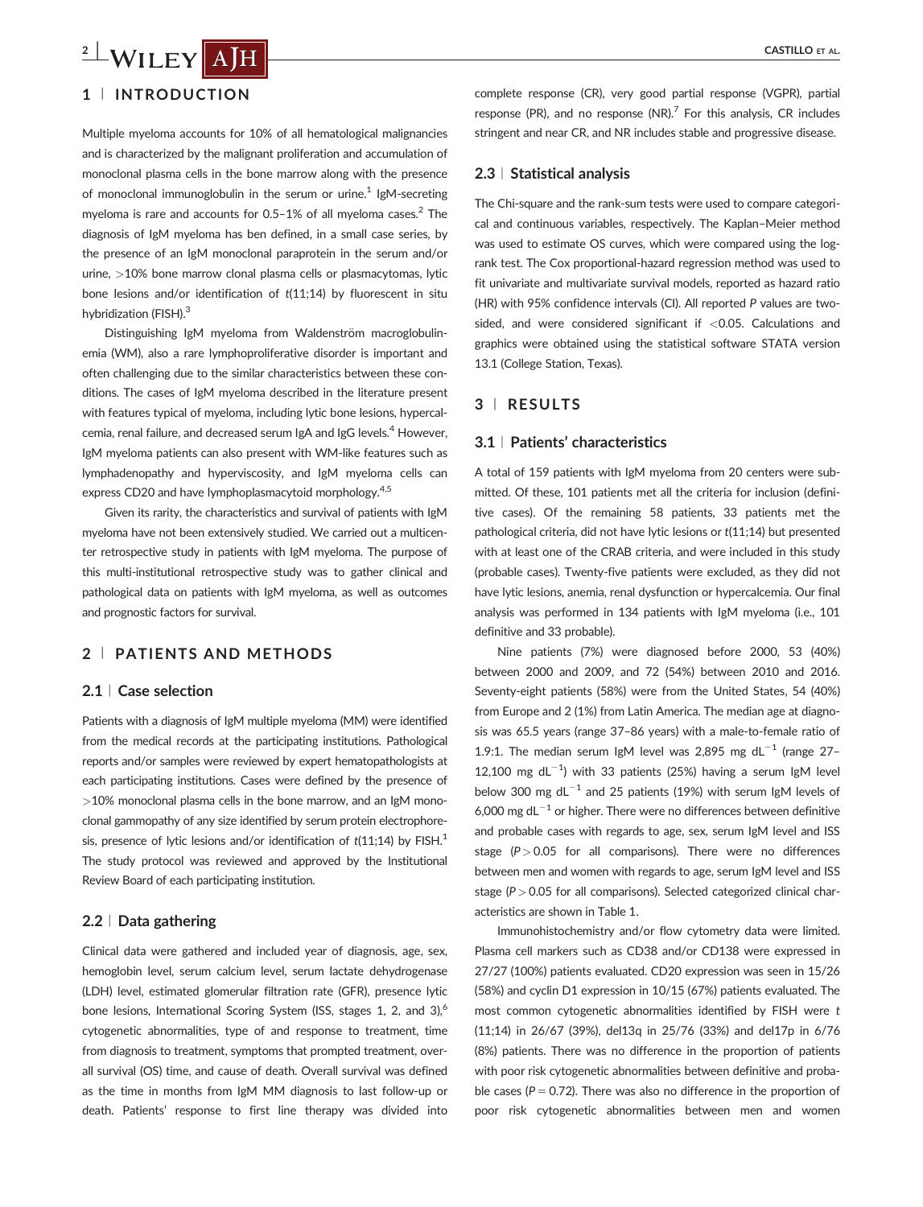## 1 | INTRODUCTION

Multiple myeloma accounts for 10% of all hematological malignancies and is characterized by the malignant proliferation and accumulation of monoclonal plasma cells in the bone marrow along with the presence of monoclonal immunoglobulin in the serum or urine.[1] IgM-secreting myeloma is rare and accounts for 0.5–1% of all myeloma cases.[2] The diagnosis of IgM myeloma has ben defined, in a small case series, by the presence of an IgM monoclonal paraprotein in the serum and/or urine, >10% bone marrow clonal plasma cells or plasmacytomas, lytic bone lesions and/or identification of *t*(11;14) by fluorescent in situ hybridization (FISH).[3]

Distinguishing IgM myeloma from Waldenström macroglobulinemia (WM), also a rare lymphoproliferative disorder is important and often challenging due to the similar characteristics between these conditions. The cases of IgM myeloma described in the literature present with features typical of myeloma, including lytic bone lesions, hypercalcemia, renal failure, and decreased serum IgA and IgG levels.[4] However, IgM myeloma patients can also present with WM-like features such as lymphadenopathy and hyperviscosity, and IgM myeloma cells can express CD20 and have lymphoplasmacytoid morphology.[4,5]

Given its rarity, the characteristics and survival of patients with IgM myeloma have not been extensively studied. We carried out a multicenter retrospective study in patients with IgM myeloma. The purpose of this multi-institutional retrospective study was to gather clinical and pathological data on patients with IgM myeloma, as well as outcomes and prognostic factors for survival.

## 2 | PATIENTS AND METHODS

### 2.1 | Case selection

Patients with a diagnosis of IgM multiple myeloma (MM) were identified from the medical records at the participating institutions. Pathological reports and/or samples were reviewed by expert hematopathologists at each participating institutions. Cases were defined by the presence of >10% monoclonal plasma cells in the bone marrow, and an IgM monoclonal gammopathy of any size identified by serum protein electrophoresis, presence of lytic lesions and/or identification of *t*(11;14) by FISH.[1] The study protocol was reviewed and approved by the Institutional Review Board of each participating institution.

### 2.2 | Data gathering

Clinical data were gathered and included year of diagnosis, age, sex, hemoglobin level, serum calcium level, serum lactate dehydrogenase (LDH) level, estimated glomerular filtration rate (GFR), presence lytic bone lesions, International Scoring System (ISS, stages 1, 2, and 3),[6] cytogenetic abnormalities, type of and response to treatment, time from diagnosis to treatment, symptoms that prompted treatment, overall survival (OS) time, and cause of death. Overall survival was defined as the time in months from IgM MM diagnosis to last follow-up or death. Patients' response to first line therapy was divided into complete response (CR), very good partial response (VGPR), partial response (PR), and no response (NR).[7] For this analysis, CR includes stringent and near CR, and NR includes stable and progressive disease.

### 2.3 | Statistical analysis

The Chi-square and the rank-sum tests were used to compare categorical and continuous variables, respectively. The Kaplan–Meier method was used to estimate OS curves, which were compared using the log-rank test. The Cox proportional-hazard regression method was used to fit univariate and multivariate survival models, reported as hazard ratio (HR) with 95% confidence intervals (CI). All reported *P* values are two-sided, and were considered significant if $<0.05$. Calculations and graphics were obtained using the statistical software STATA version 13.1 (College Station, Texas).

## 3 | RESULTS

### 3.1 | Patients' characteristics

A total of 159 patients with IgM myeloma from 20 centers were submitted. Of these, 101 patients met all the criteria for inclusion (definitive cases). Of the remaining 58 patients, 33 patients met the pathological criteria, did not have lytic lesions or *t*(11;14) but presented with at least one of the CRAB criteria, and were included in this study (probable cases). Twenty-five patients were excluded, as they did not have lytic lesions, anemia, renal dysfunction or hypercalcemia. Our final analysis was performed in 134 patients with IgM myeloma (i.e., 101 definitive and 33 probable).

Nine patients (7%) were diagnosed before 2000, 53 (40%) between 2000 and 2009, and 72 (54%) between 2010 and 2016. Seventy-eight patients (58%) were from the United States, 54 (40%) from Europe and 2 (1%) from Latin America. The median age at diagnosis was 65.5 years (range 37–86 years) with a male-to-female ratio of 1.9:1. The median serum IgM level was 2,895 mg $dL^{-1}$ (range 27–12,100 mg $dL^{-1}$) with 33 patients (25%) having a serum IgM level below 300 mg $dL^{-1}$ and 25 patients (19%) with serum IgM levels of 6,000 mg $dL^{-1}$ or higher. There were no differences between definitive and probable cases with regards to age, sex, serum IgM level and ISS stage ($P > 0.05$ for all comparisons). There were no differences between men and women with regards to age, serum IgM level and ISS stage ($P > 0.05$ for all comparisons). Selected categorized clinical characteristics are shown in Table 1.

Immunohistochemistry and/or flow cytometry data were limited. Plasma cell markers such as CD38 and/or CD138 were expressed in 27/27 (100%) patients evaluated. CD20 expression was seen in 15/26 (58%) and cyclin D1 expression in 10/15 (67%) patients evaluated. The most common cytogenetic abnormalities identified by FISH were *t*(11;14) in 26/67 (39%), del13q in 25/76 (33%) and del17p in 6/76 (8%) patients. There was no difference in the proportion of patients with poor risk cytogenetic abnormalities between definitive and probable cases ($P = 0.72$). There was also no difference in the proportion of poor risk cytogenetic abnormalities between men and women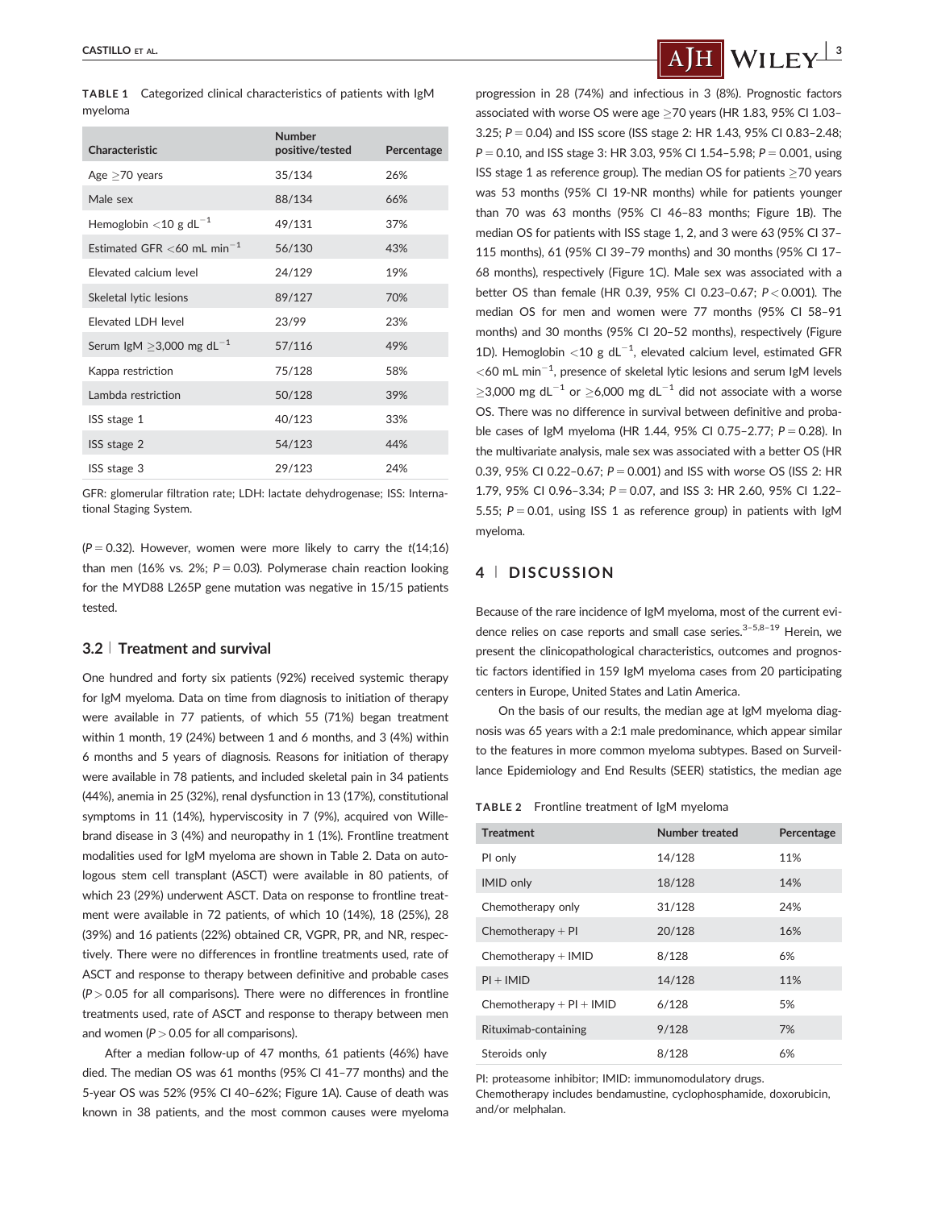**TABLE 1** Categorized clinical characteristics of patients with IgM myeloma

| Characteristic | Number positive/tested | Percentage |
|---|---|---|
| Age ≥70 years | 35/134 | 26% |
| Male sex | 88/134 | 66% |
| Hemoglobin <10 g dL$^{-1}$ | 49/131 | 37% |
| Estimated GFR <60 mL min$^{-1}$ | 56/130 | 43% |
| Elevated calcium level | 24/129 | 19% |
| Skeletal lytic lesions | 89/127 | 70% |
| Elevated LDH level | 23/99 | 23% |
| Serum IgM ≥3,000 mg dL$^{-1}$ | 57/116 | 49% |
| Kappa restriction | 75/128 | 58% |
| Lambda restriction | 50/128 | 39% |
| ISS stage 1 | 40/123 | 33% |
| ISS stage 2 | 54/123 | 44% |
| ISS stage 3 | 29/123 | 24% |

GFR: glomerular filtration rate; LDH: lactate dehydrogenase; ISS: International Staging System.

($P = 0.32$). However, women were more likely to carry the *t*(14;16) than men (16% vs. 2%; $P = 0.03$). Polymerase chain reaction looking for the MYD88 L265P gene mutation was negative in 15/15 patients tested.

### 3.2 | Treatment and survival

One hundred and forty six patients (92%) received systemic therapy for IgM myeloma. Data on time from diagnosis to initiation of therapy were available in 77 patients, of which 55 (71%) began treatment within 1 month, 19 (24%) between 1 and 6 months, and 3 (4%) within 6 months and 5 years of diagnosis. Reasons for initiation of therapy were available in 78 patients, and included skeletal pain in 34 patients (44%), anemia in 25 (32%), renal dysfunction in 13 (17%), constitutional symptoms in 11 (14%), hyperviscosity in 7 (9%), acquired von Willebrand disease in 3 (4%) and neuropathy in 1 (1%). Frontline treatment modalities used for IgM myeloma are shown in Table 2. Data on autologous stem cell transplant (ASCT) were available in 80 patients, of which 23 (29%) underwent ASCT. Data on response to frontline treatment were available in 72 patients, of which 10 (14%), 18 (25%), 28 (39%) and 16 patients (22%) obtained CR, VGPR, PR, and NR, respectively. There were no differences in frontline treatments used, rate of ASCT and response to therapy between definitive and probable cases ($P > 0.05$ for all comparisons). There were no differences in frontline treatments used, rate of ASCT and response to therapy between men and women ($P > 0.05$ for all comparisons).

After a median follow-up of 47 months, 61 patients (46%) have died. The median OS was 61 months (95% CI 41–77 months) and the 5-year OS was 52% (95% CI 40–62%; Figure 1A). Cause of death was known in 38 patients, and the most common causes were myeloma progression in 28 (74%) and infectious in 3 (8%). Prognostic factors associated with worse OS were age ≥70 years (HR 1.83, 95% CI 1.03–3.25; $P = 0.04$) and ISS score (ISS stage 2: HR 1.43, 95% CI 0.83–2.48; $P = 0.10$, and ISS stage 3: HR 3.03, 95% CI 1.54–5.98; $P = 0.001$, using ISS stage 1 as reference group). The median OS for patients ≥70 years was 53 months (95% CI 19-NR months) while for patients younger than 70 was 63 months (95% CI 46–83 months; Figure 1B). The median OS for patients with ISS stage 1, 2, and 3 were 63 (95% CI 37–115 months), 61 (95% CI 39–79 months) and 30 months (95% CI 17–68 months), respectively (Figure 1C). Male sex was associated with a better OS than female (HR 0.39, 95% CI 0.23–0.67; $P < 0.001$). The median OS for men and women were 77 months (95% CI 58–91 months) and 30 months (95% CI 20–52 months), respectively (Figure 1D). Hemoglobin <10 g dL$^{-1}$, elevated calcium level, estimated GFR <60 mL min$^{-1}$, presence of skeletal lytic lesions and serum IgM levels ≥3,000 mg dL$^{-1}$ or ≥6,000 mg dL$^{-1}$ did not associate with a worse OS. There was no difference in survival between definitive and probable cases of IgM myeloma (HR 1.44, 95% CI 0.75–2.77; $P = 0.28$). In the multivariate analysis, male sex was associated with a better OS (HR 0.39, 95% CI 0.22–0.67; $P = 0.001$) and ISS with worse OS (ISS 2: HR 1.79, 95% CI 0.96–3.34; $P = 0.07$, and ISS 3: HR 2.60, 95% CI 1.22–5.55; $P = 0.01$, using ISS 1 as reference group) in patients with IgM myeloma.

## 4 | DISCUSSION

Because of the rare incidence of IgM myeloma, most of the current evidence relies on case reports and small case series.[3–5,8–19] Herein, we present the clinicopathological characteristics, outcomes and prognostic factors identified in 159 IgM myeloma cases from 20 participating centers in Europe, United States and Latin America.

On the basis of our results, the median age at IgM myeloma diagnosis was 65 years with a 2:1 male predominance, which appear similar to the features in more common myeloma subtypes. Based on Surveillance Epidemiology and End Results (SEER) statistics, the median age

**TABLE 2** Frontline treatment of IgM myeloma

| Treatment | Number treated | Percentage |
|---|---|---|
| PI only | 14/128 | 11% |
| IMID only | 18/128 | 14% |
| Chemotherapy only | 31/128 | 24% |
| Chemotherapy + PI | 20/128 | 16% |
| Chemotherapy + IMID | 8/128 | 6% |
| PI + IMID | 14/128 | 11% |
| Chemotherapy + PI + IMID | 6/128 | 5% |
| Rituximab-containing | 9/128 | 7% |
| Steroids only | 8/128 | 6% |

PI: proteasome inhibitor; IMID: immunomodulatory drugs.
Chemotherapy includes bendamustine, cyclophosphamide, doxorubicin, and/or melphalan.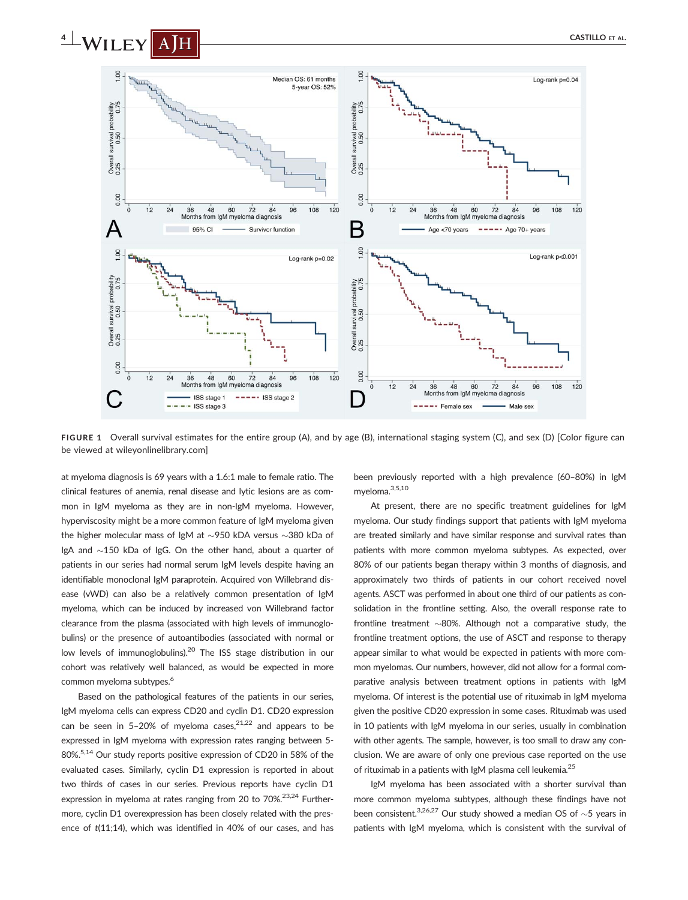A

Median OS: 61 months
5-year OS: 52%

Overall survival probability

0.00 0.25 0.50 0.75 1.00

0 12 24 36 48 60 72 84 96 108 120

Months from IgM myeloma diagnosis

95% CI — Survivor function

B

Log-rank p=0.04

Age <70 years — Age 70+ years

C

Log-rank p=0.02

ISS stage 1 — ISS stage 2 — ISS stage 3

D

Log-rank p<0.001

Female sex — Male sex

**FIGURE 1** Overall survival estimates for the entire group (A), and by age (B), international staging system (C), and sex (D) [Color figure can be viewed at wileyonlinelibrary.com]

at myeloma diagnosis is 69 years with a 1.6:1 male to female ratio. The clinical features of anemia, renal disease and lytic lesions are as common in IgM myeloma as they are in non-IgM myeloma. However, hyperviscosity might be a more common feature of IgM myeloma given the higher molecular mass of IgM at ~950 kDA versus ~380 kDa of IgA and ~150 kDa of IgG. On the other hand, about a quarter of patients in our series had normal serum IgM levels despite having an identifiable monoclonal IgM paraprotein. Acquired von Willebrand disease (vWD) can also be a relatively common presentation of IgM myeloma, which can be induced by increased von Willebrand factor clearance from the plasma (associated with high levels of immunoglobulins) or the presence of autoantibodies (associated with normal or low levels of immunoglobulins).[20] The ISS stage distribution in our cohort was relatively well balanced, as would be expected in more common myeloma subtypes.[6]

Based on the pathological features of the patients in our series, IgM myeloma cells can express CD20 and cyclin D1. CD20 expression can be seen in 5–20% of myeloma cases,[21,22] and appears to be expressed in IgM myeloma with expression rates ranging between 5-80%.[5,14] Our study reports positive expression of CD20 in 58% of the evaluated cases. Similarly, cyclin D1 expression is reported in about two thirds of cases in our series. Previous reports have cyclin D1 expression in myeloma at rates ranging from 20 to 70%.[23,24] Furthermore, cyclin D1 overexpression has been closely related with the presence of *t*(11;14), which was identified in 40% of our cases, and has been previously reported with a high prevalence (60–80%) in IgM myeloma.[3,5,10]

At present, there are no specific treatment guidelines for IgM myeloma. Our study findings support that patients with IgM myeloma are treated similarly and have similar response and survival rates than patients with more common myeloma subtypes. As expected, over 80% of our patients began therapy within 3 months of diagnosis, and approximately two thirds of patients in our cohort received novel agents. ASCT was performed in about one third of our patients as consolidation in the frontline setting. Also, the overall response rate to frontline treatment ~80%. Although not a comparative study, the frontline treatment options, the use of ASCT and response to therapy appear similar to what would be expected in patients with more common myelomas. Our numbers, however, did not allow for a formal comparative analysis between treatment options in patients with IgM myeloma. Of interest is the potential use of rituximab in IgM myeloma given the positive CD20 expression in some cases. Rituximab was used in 10 patients with IgM myeloma in our series, usually in combination with other agents. The sample, however, is too small to draw any conclusion. We are aware of only one previous case reported on the use of rituximab in a patients with IgM plasma cell leukemia.[25]

IgM myeloma has been associated with a shorter survival than more common myeloma subtypes, although these findings have not been consistent.[3,26,27] Our study showed a median OS of ~5 years in patients with IgM myeloma, which is consistent with the survival of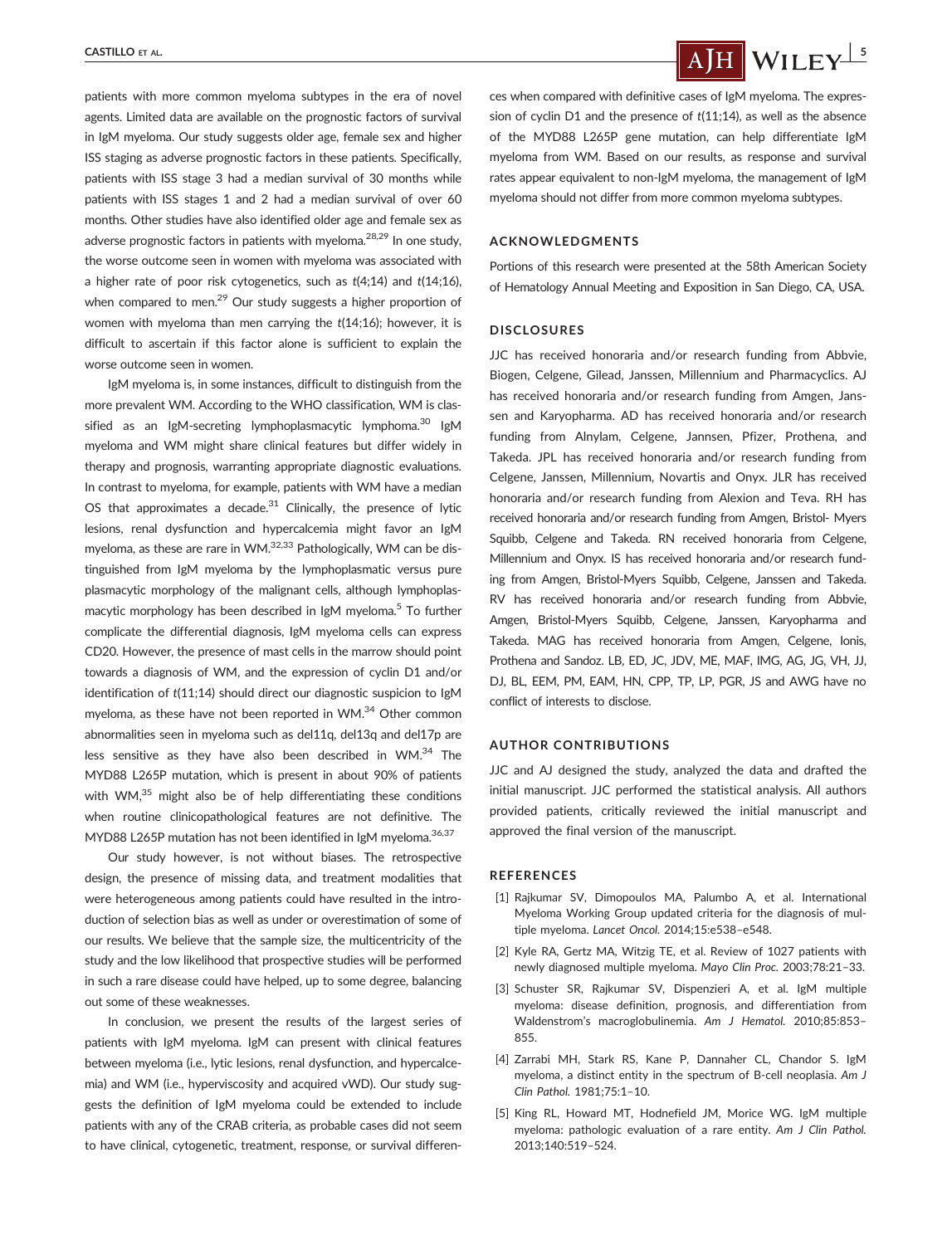patients with more common myeloma subtypes in the era of novel agents. Limited data are available on the prognostic factors of survival in IgM myeloma. Our study suggests older age, female sex and higher ISS staging as adverse prognostic factors in these patients. Specifically, patients with ISS stage 3 had a median survival of 30 months while patients with ISS stages 1 and 2 had a median survival of over 60 months. Other studies have also identified older age and female sex as adverse prognostic factors in patients with myeloma.[28,29] In one study, the worse outcome seen in women with myeloma was associated with a higher rate of poor risk cytogenetics, such as *t*(4;14) and *t*(14;16), when compared to men.[29] Our study suggests a higher proportion of women with myeloma than men carrying the *t*(14;16); however, it is difficult to ascertain if this factor alone is sufficient to explain the worse outcome seen in women.

IgM myeloma is, in some instances, difficult to distinguish from the more prevalent WM. According to the WHO classification, WM is classified as an IgM-secreting lymphoplasmacytic lymphoma.[30] IgM myeloma and WM might share clinical features but differ widely in therapy and prognosis, warranting appropriate diagnostic evaluations. In contrast to myeloma, for example, patients with WM have a median OS that approximates a decade.[31] Clinically, the presence of lytic lesions, renal dysfunction and hypercalcemia might favor an IgM myeloma, as these are rare in WM.[32,33] Pathologically, WM can be distinguished from IgM myeloma by the lymphoplasmatic versus pure plasmacytic morphology of the malignant cells, although lymphoplasmacytic morphology has been described in IgM myeloma.[5] To further complicate the differential diagnosis, IgM myeloma cells can express CD20. However, the presence of mast cells in the marrow should point towards a diagnosis of WM, and the expression of cyclin D1 and/or identification of *t*(11;14) should direct our diagnostic suspicion to IgM myeloma, as these have not been reported in WM.[34] Other common abnormalities seen in myeloma such as del11q, del13q and del17p are less sensitive as they have also been described in WM.[34] The MYD88 L265P mutation, which is present in about 90% of patients with WM,[35] might also be of help differentiating these conditions when routine clinicopathological features are not definitive. The MYD88 L265P mutation has not been identified in IgM myeloma.[36,37]

Our study however, is not without biases. The retrospective design, the presence of missing data, and treatment modalities that were heterogeneous among patients could have resulted in the introduction of selection bias as well as under or overestimation of some of our results. We believe that the sample size, the multicentricity of the study and the low likelihood that prospective studies will be performed in such a rare disease could have helped, up to some degree, balancing out some of these weaknesses.

In conclusion, we present the results of the largest series of patients with IgM myeloma. IgM can present with clinical features between myeloma (i.e., lytic lesions, renal dysfunction, and hypercalcemia) and WM (i.e., hyperviscosity and acquired vWD). Our study suggests the definition of IgM myeloma could be extended to include patients with any of the CRAB criteria, as probable cases did not seem to have clinical, cytogenetic, treatment, response, or survival differences when compared with definitive cases of IgM myeloma. The expression of cyclin D1 and the presence of *t*(11;14), as well as the absence of the MYD88 L265P gene mutation, can help differentiate IgM myeloma from WM. Based on our results, as response and survival rates appear equivalent to non-IgM myeloma, the management of IgM myeloma should not differ from more common myeloma subtypes.

## ACKNOWLEDGMENTS

Portions of this research were presented at the 58th American Society of Hematology Annual Meeting and Exposition in San Diego, CA, USA.

## DISCLOSURES

JJC has received honoraria and/or research funding from Abbvie, Biogen, Celgene, Gilead, Janssen, Millennium and Pharmacyclics. AJ has received honoraria and/or research funding from Amgen, Janssen and Karyopharma. AD has received honoraria and/or research funding from Alnylam, Celgene, Jannsen, Pfizer, Prothena, and Takeda. JPL has received honoraria and/or research funding from Celgene, Janssen, Millennium, Novartis and Onyx. JLR has received honoraria and/or research funding from Alexion and Teva. RH has received honoraria and/or research funding from Amgen, Bristol- Myers Squibb, Celgene and Takeda. RN received honoraria from Celgene, Millennium and Onyx. IS has received honoraria and/or research funding from Amgen, Bristol-Myers Squibb, Celgene, Janssen and Takeda. RV has received honoraria and/or research funding from Abbvie, Amgen, Bristol-Myers Squibb, Celgene, Janssen, Karyopharma and Takeda. MAG has received honoraria from Amgen, Celgene, Ionis, Prothena and Sandoz. LB, ED, JC, JDV, ME, MAF, IMG, AG, JG, VH, JJ, DJ, BL, EEM, PM, EAM, HN, CPP, TP, LP, PGR, JS and AWG have no conflict of interests to disclose.

## AUTHOR CONTRIBUTIONS

JJC and AJ designed the study, analyzed the data and drafted the initial manuscript. JJC performed the statistical analysis. All authors provided patients, critically reviewed the initial manuscript and approved the final version of the manuscript.

## REFERENCES

[1] Rajkumar SV, Dimopoulos MA, Palumbo A, et al. International Myeloma Working Group updated criteria for the diagnosis of multiple myeloma. *Lancet Oncol.* 2014;15:e538–e548.

[2] Kyle RA, Gertz MA, Witzig TE, et al. Review of 1027 patients with newly diagnosed multiple myeloma. *Mayo Clin Proc.* 2003;78:21–33.

[3] Schuster SR, Rajkumar SV, Dispenzieri A, et al. IgM multiple myeloma: disease definition, prognosis, and differentiation from Waldenstrom's macroglobulinemia. *Am J Hematol.* 2010;85:853–855.

[4] Zarrabi MH, Stark RS, Kane P, Dannaher CL, Chandor S. IgM myeloma, a distinct entity in the spectrum of B-cell neoplasia. *Am J Clin Pathol.* 1981;75:1–10.

[5] King RL, Howard MT, Hodnefield JM, Morice WG. IgM multiple myeloma: pathologic evaluation of a rare entity. *Am J Clin Pathol.* 2013;140:519–524.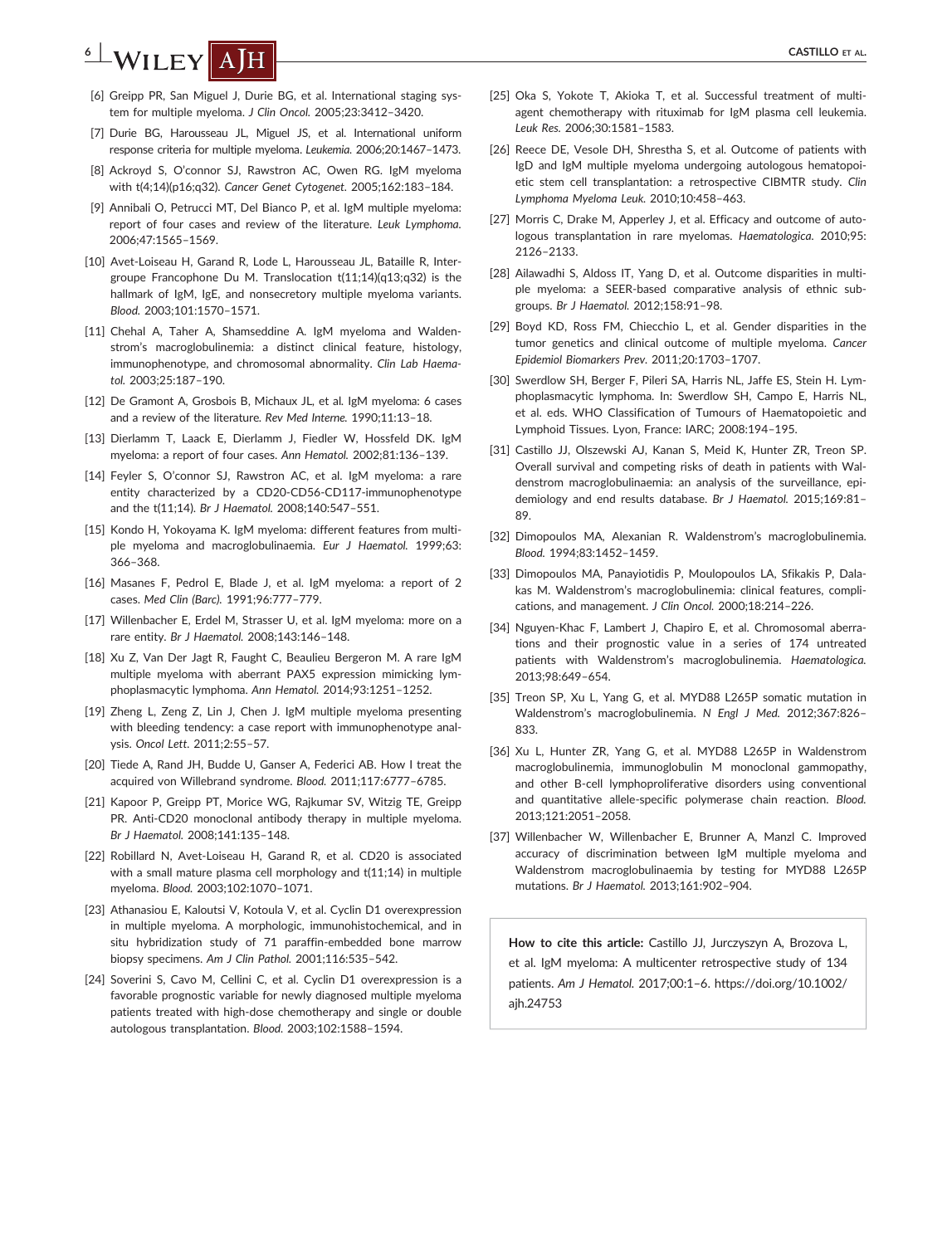[6] Greipp PR, San Miguel J, Durie BG, et al. International staging system for multiple myeloma. *J Clin Oncol.* 2005;23:3412–3420.

[7] Durie BG, Harousseau JL, Miguel JS, et al. International uniform response criteria for multiple myeloma. *Leukemia.* 2006;20:1467–1473.

[8] Ackroyd S, O'connor SJ, Rawstron AC, Owen RG. IgM myeloma with t(4;14)(p16;q32). *Cancer Genet Cytogenet.* 2005;162:183–184.

[9] Annibali O, Petrucci MT, Del Bianco P, et al. IgM multiple myeloma: report of four cases and review of the literature. *Leuk Lymphoma.* 2006;47:1565–1569.

[10] Avet-Loiseau H, Garand R, Lode L, Harousseau JL, Bataille R, Intergroupe Francophone Du M. Translocation t(11;14)(q13;q32) is the hallmark of IgM, IgE, and nonsecretory multiple myeloma variants. *Blood.* 2003;101:1570–1571.

[11] Chehal A, Taher A, Shamseddine A. IgM myeloma and Waldenstrom's macroglobulinemia: a distinct clinical feature, histology, immunophenotype, and chromosomal abnormality. *Clin Lab Haematol.* 2003;25:187–190.

[12] De Gramont A, Grosbois B, Michaux JL, et al. IgM myeloma: 6 cases and a review of the literature. *Rev Med Interne.* 1990;11:13–18.

[13] Dierlamm T, Laack E, Dierlamm J, Fiedler W, Hossfeld DK. IgM myeloma: a report of four cases. *Ann Hematol.* 2002;81:136–139.

[14] Feyler S, O'connor SJ, Rawstron AC, et al. IgM myeloma: a rare entity characterized by a CD20-CD56-CD117-immunophenotype and the t(11;14). *Br J Haematol.* 2008;140:547–551.

[15] Kondo H, Yokoyama K. IgM myeloma: different features from multiple myeloma and macroglobulinaemia. *Eur J Haematol.* 1999;63: 366–368.

[16] Masanes F, Pedrol E, Blade J, et al. IgM myeloma: a report of 2 cases. *Med Clin (Barc).* 1991;96:777–779.

[17] Willenbacher E, Erdel M, Strasser U, et al. IgM myeloma: more on a rare entity. *Br J Haematol.* 2008;143:146–148.

[18] Xu Z, Van Der Jagt R, Faught C, Beaulieu Bergeron M. A rare IgM multiple myeloma with aberrant PAX5 expression mimicking lymphoplasmacytic lymphoma. *Ann Hematol.* 2014;93:1251–1252.

[19] Zheng L, Zeng Z, Lin J, Chen J. IgM multiple myeloma presenting with bleeding tendency: a case report with immunophenotype analysis. *Oncol Lett.* 2011;2:55–57.

[20] Tiede A, Rand JH, Budde U, Ganser A, Federici AB. How I treat the acquired von Willebrand syndrome. *Blood.* 2011;117:6777–6785.

[21] Kapoor P, Greipp PT, Morice WG, Rajkumar SV, Witzig TE, Greipp PR. Anti-CD20 monoclonal antibody therapy in multiple myeloma. *Br J Haematol.* 2008;141:135–148.

[22] Robillard N, Avet-Loiseau H, Garand R, et al. CD20 is associated with a small mature plasma cell morphology and t(11;14) in multiple myeloma. *Blood.* 2003;102:1070–1071.

[23] Athanasiou E, Kaloutsi V, Kotoula V, et al. Cyclin D1 overexpression in multiple myeloma. A morphologic, immunohistochemical, and in situ hybridization study of 71 paraffin-embedded bone marrow biopsy specimens. *Am J Clin Pathol.* 2001;116:535–542.

[24] Soverini S, Cavo M, Cellini C, et al. Cyclin D1 overexpression is a favorable prognostic variable for newly diagnosed multiple myeloma patients treated with high-dose chemotherapy and single or double autologous transplantation. *Blood.* 2003;102:1588–1594.

[25] Oka S, Yokote T, Akioka T, et al. Successful treatment of multi-agent chemotherapy with rituximab for IgM plasma cell leukemia. *Leuk Res.* 2006;30:1581–1583.

[26] Reece DE, Vesole DH, Shrestha S, et al. Outcome of patients with IgD and IgM multiple myeloma undergoing autologous hematopoietic stem cell transplantation: a retrospective CIBMTR study. *Clin Lymphoma Myeloma Leuk.* 2010;10:458–463.

[27] Morris C, Drake M, Apperley J, et al. Efficacy and outcome of autologous transplantation in rare myelomas. *Haematologica.* 2010;95: 2126–2133.

[28] Ailawadhi S, Aldoss IT, Yang D, et al. Outcome disparities in multiple myeloma: a SEER-based comparative analysis of ethnic subgroups. *Br J Haematol.* 2012;158:91–98.

[29] Boyd KD, Ross FM, Chiecchio L, et al. Gender disparities in the tumor genetics and clinical outcome of multiple myeloma. *Cancer Epidemiol Biomarkers Prev.* 2011;20:1703–1707.

[30] Swerdlow SH, Berger F, Pileri SA, Harris NL, Jaffe ES, Stein H. Lymphoplasmacytic lymphoma. In: Swerdlow SH, Campo E, Harris NL, et al. eds. WHO Classification of Tumours of Haematopoietic and Lymphoid Tissues. Lyon, France: IARC; 2008:194–195.

[31] Castillo JJ, Olszewski AJ, Kanan S, Meid K, Hunter ZR, Treon SP. Overall survival and competing risks of death in patients with Waldenstrom macroglobulinaemia: an analysis of the surveillance, epidemiology and end results database. *Br J Haematol.* 2015;169:81–89.

[32] Dimopoulos MA, Alexanian R. Waldenstrom's macroglobulinemia. *Blood.* 1994;83:1452–1459.

[33] Dimopoulos MA, Panayiotidis P, Moulopoulos LA, Sfikakis P, Dalakas M. Waldenstrom's macroglobulinemia: clinical features, complications, and management. *J Clin Oncol.* 2000;18:214–226.

[34] Nguyen-Khac F, Lambert J, Chapiro E, et al. Chromosomal aberrations and their prognostic value in a series of 174 untreated patients with Waldenstrom's macroglobulinemia. *Haematologica.* 2013;98:649–654.

[35] Treon SP, Xu L, Yang G, et al. MYD88 L265P somatic mutation in Waldenstrom's macroglobulinemia. *N Engl J Med.* 2012;367:826–833.

[36] Xu L, Hunter ZR, Yang G, et al. MYD88 L265P in Waldenstrom macroglobulinemia, immunoglobulin M monoclonal gammopathy, and other B-cell lymphoproliferative disorders using conventional and quantitative allele-specific polymerase chain reaction. *Blood.* 2013;121:2051–2058.

[37] Willenbacher W, Willenbacher E, Brunner A, Manzl C. Improved accuracy of discrimination between IgM multiple myeloma and Waldenstrom macroglobulinaemia by testing for MYD88 L265P mutations. *Br J Haematol.* 2013;161:902–904.

**How to cite this article:** Castillo JJ, Jurczyszyn A, Brozova L, et al. IgM myeloma: A multicenter retrospective study of 134 patients. *Am J Hematol.* 2017;00:1–6. https://doi.org/10.1002/ajh.24753